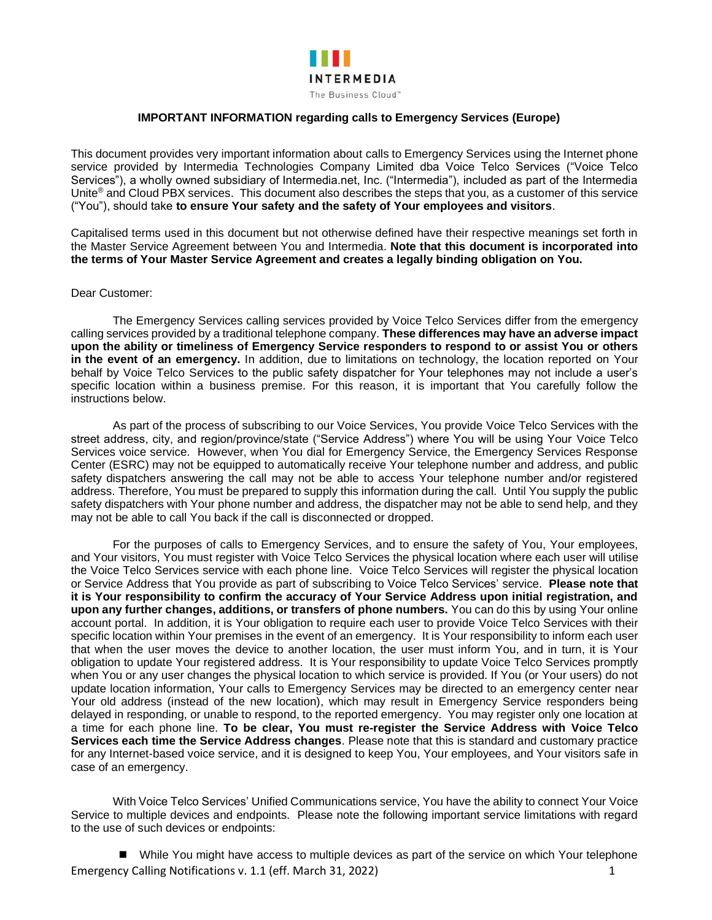**INTERMEDIA**

The Business Cloud™

**IMPORTANT INFORMATION regarding calls to Emergency Services (Europe)**

This document provides very important information about calls to Emergency Services using the Internet phone service provided by Intermedia Technologies Company Limited dba Voice Telco Services ("Voice Telco Services"), a wholly owned subsidiary of Intermedia.net, Inc. ("Intermedia"), included as part of the Intermedia Unite® and Cloud PBX services. This document also describes the steps that you, as a customer of this service ("You"), should take **to ensure Your safety and the safety of Your employees and visitors**.

Capitalised terms used in this document but not otherwise defined have their respective meanings set forth in the Master Service Agreement between You and Intermedia. **Note that this document is incorporated into the terms of Your Master Service Agreement and creates a legally binding obligation on You.**

Dear Customer:

The Emergency Services calling services provided by Voice Telco Services differ from the emergency calling services provided by a traditional telephone company. **These differences may have an adverse impact upon the ability or timeliness of Emergency Service responders to respond to or assist You or others in the event of an emergency.** In addition, due to limitations on technology, the location reported on Your behalf by Voice Telco Services to the public safety dispatcher for Your telephones may not include a user's specific location within a business premise. For this reason, it is important that You carefully follow the instructions below.

As part of the process of subscribing to our Voice Services, You provide Voice Telco Services with the street address, city, and region/province/state ("Service Address") where You will be using Your Voice Telco Services voice service. However, when You dial for Emergency Service, the Emergency Services Response Center (ESRC) may not be equipped to automatically receive Your telephone number and address, and public safety dispatchers answering the call may not be able to access Your telephone number and/or registered address. Therefore, You must be prepared to supply this information during the call. Until You supply the public safety dispatchers with Your phone number and address, the dispatcher may not be able to send help, and they may not be able to call You back if the call is disconnected or dropped.

For the purposes of calls to Emergency Services, and to ensure the safety of You, Your employees, and Your visitors, You must register with Voice Telco Services the physical location where each user will utilise the Voice Telco Services service with each phone line. Voice Telco Services will register the physical location or Service Address that You provide as part of subscribing to Voice Telco Services' service. **Please note that it is Your responsibility to confirm the accuracy of Your Service Address upon initial registration, and upon any further changes, additions, or transfers of phone numbers.** You can do this by using Your online account portal. In addition, it is Your obligation to require each user to provide Voice Telco Services with their specific location within Your premises in the event of an emergency. It is Your responsibility to inform each user that when the user moves the device to another location, the user must inform You, and in turn, it is Your obligation to update Your registered address. It is Your responsibility to update Voice Telco Services promptly when You or any user changes the physical location to which service is provided. If You (or Your users) do not update location information, Your calls to Emergency Services may be directed to an emergency center near Your old address (instead of the new location), which may result in Emergency Service responders being delayed in responding, or unable to respond, to the reported emergency. You may register only one location at a time for each phone line. **To be clear, You must re-register the Service Address with Voice Telco Services each time the Service Address changes**. Please note that this is standard and customary practice for any Internet-based voice service, and it is designed to keep You, Your employees, and Your visitors safe in case of an emergency.

With Voice Telco Services' Unified Communications service, You have the ability to connect Your Voice Service to multiple devices and endpoints. Please note the following important service limitations with regard to the use of such devices or endpoints:

- While You might have access to multiple devices as part of the service on which Your telephone

Emergency Calling Notifications v. 1.1 (eff. March 31, 2022)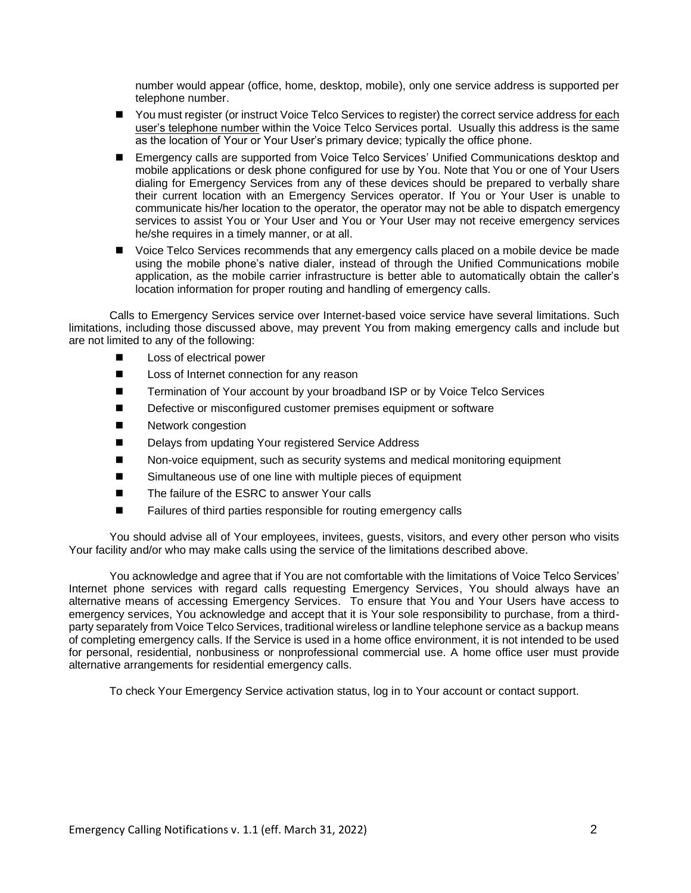number would appear (office, home, desktop, mobile), only one service address is supported per telephone number.

- You must register (or instruct Voice Telco Services to register) the correct service address <u>for each user's telephone number</u> within the Voice Telco Services portal. Usually this address is the same as the location of Your or Your User's primary device; typically the office phone.
- Emergency calls are supported from Voice Telco Services' Unified Communications desktop and mobile applications or desk phone configured for use by You. Note that You or one of Your Users dialing for Emergency Services from any of these devices should be prepared to verbally share their current location with an Emergency Services operator. If You or Your User is unable to communicate his/her location to the operator, the operator may not be able to dispatch emergency services to assist You or Your User and You or Your User may not receive emergency services he/she requires in a timely manner, or at all.
- Voice Telco Services recommends that any emergency calls placed on a mobile device be made using the mobile phone's native dialer, instead of through the Unified Communications mobile application, as the mobile carrier infrastructure is better able to automatically obtain the caller's location information for proper routing and handling of emergency calls.

Calls to Emergency Services service over Internet-based voice service have several limitations. Such limitations, including those discussed above, may prevent You from making emergency calls and include but are not limited to any of the following:

- Loss of electrical power
- Loss of Internet connection for any reason
- Termination of Your account by your broadband ISP or by Voice Telco Services
- Defective or misconfigured customer premises equipment or software
- Network congestion
- Delays from updating Your registered Service Address
- Non-voice equipment, such as security systems and medical monitoring equipment
- Simultaneous use of one line with multiple pieces of equipment
- The failure of the ESRC to answer Your calls
- Failures of third parties responsible for routing emergency calls

You should advise all of Your employees, invitees, guests, visitors, and every other person who visits Your facility and/or who may make calls using the service of the limitations described above.

You acknowledge and agree that if You are not comfortable with the limitations of Voice Telco Services' Internet phone services with regard calls requesting Emergency Services, You should always have an alternative means of accessing Emergency Services. To ensure that You and Your Users have access to emergency services, You acknowledge and accept that it is Your sole responsibility to purchase, from a third-party separately from Voice Telco Services, traditional wireless or landline telephone service as a backup means of completing emergency calls. If the Service is used in a home office environment, it is not intended to be used for personal, residential, nonbusiness or nonprofessional commercial use. A home office user must provide alternative arrangements for residential emergency calls.

To check Your Emergency Service activation status, log in to Your account or contact support.